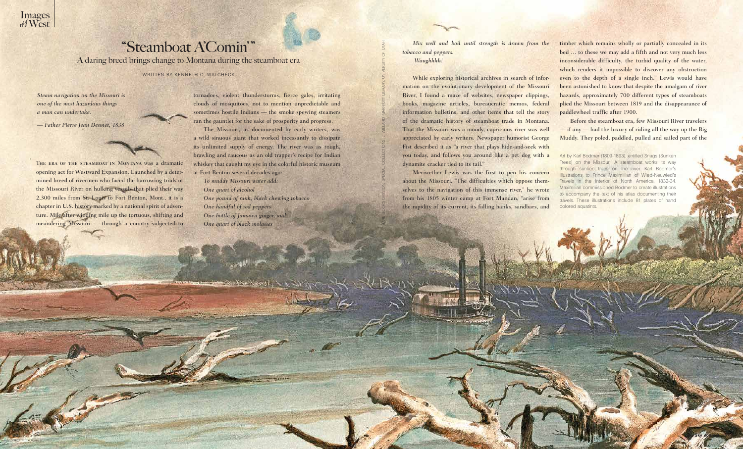# "Steamboat A'Comin'"

## A daring breed brings change to Montana during the steamboat era

WRITTEN BY KENNETH C. WALCHECK

*Steam navigation on the Missouri is one of the most hazardous things a man can undertake.*

*— Father Pierre Jean Desmet, 1838*

THE ERA OF THE STEAMBOAT IN MONTANA was a dramatic opening act for Westward Expansion. Launched by a determined breed of rivermen who faced the harrowing trials of the Missouri River on hulking vessels that plied their way 2,300 miles from St. Louis to Fort Benton, Mont., it is a chapter in U.S. history marked by a national spirit of adventure. Mile after winding mile up the tortuous, shifting and meandering Missouri — through a country subjected to tornadoes, violent thunderstorms, fierce gales, irritating clouds of mosquitoes, not to mention unpredictable and sometimes hostile Indians — the smoke spewing steamers ran the gauntlet for the sake of prosperity and progress.

The Missouri, as documented by early writers, was a wild sinuous giant that worked incessantly to dissipate its unlimited supply of energy. The river was as rough, brawling and raucous as an old trapper's recipe for Indian whiskey that caught my eye in the colorful historic museum at Fort Benton several decades ago:

*To muddy Missouri water add:*
*One quart of alcohol*
*One pound of rank, black chewing tobacco*
*One handful of red peppers*
*One bottle of Jamaica ginger, and*
*One quart of black molasses*

*Mix well and boil until strength is drawn from the tobacco and peppers.*
*Waughhhh!*

While exploring historical archives in search of information on the evolutionary development of the Missouri River, I found a maze of websites, newspaper clippings, books, magazine articles, bureaucratic memos, federal information bulletins, and other items that tell the story of the dramatic history of steamboat trade in Montana. That the Missouri was a moody, capricious river was well appreciated by early writers. Newspaper humorist George Fist described it as "a river that plays hide-and-seek with you today, and follows you around like a pet dog with a dynamite cracker tied to its tail."

Meriwether Lewis was the first to pen his concern about the Missouri. "The difficulties which oppose themselves to the navigation of this immense river," he wrote from his 1805 winter camp at Fort Mandan, "arise from the rapidity of its current, its falling banks, sandbars, and timber which remains wholly or partially concealed in its bed … to these we may add a fifth and not very much less inconsiderable difficulty, the turbid quality of the water, which renders it impossible to discover any obstruction even to the depth of a single inch." Lewis would have been astonished to know that despite the amalgam of river hazards, approximately 700 different types of steamboats plied the Missouri between 1819 and the disappearance of paddlewheel traffic after 1900.

Before the steamboat era, few Missouri River travelers — if any — had the luxury of riding all the way up the Big Muddy. They poled, paddled, pulled and sailed part of the

Art by Karl Bodmer (1809-1893), entitled Snags (Sunken Trees) on the Missouri. A steamboat works its way through sunken trees on the river. Karl Bodmer's Illustrations to Prince Maximillian of Wied-Neuwied's Travels in the Interior of North America, 1832-34. Maximilian commissioned Bodmer to create illustrations to accompany the text of his atlas documenting their travels. These illustrations include 81 plates of hand colored aquatints.

RARE BOOKS DIVISION, SPECIAL COLLECTIONS, J. WILLARD MARRIOTT LIBRARY, UNIVERSITY OF UTAH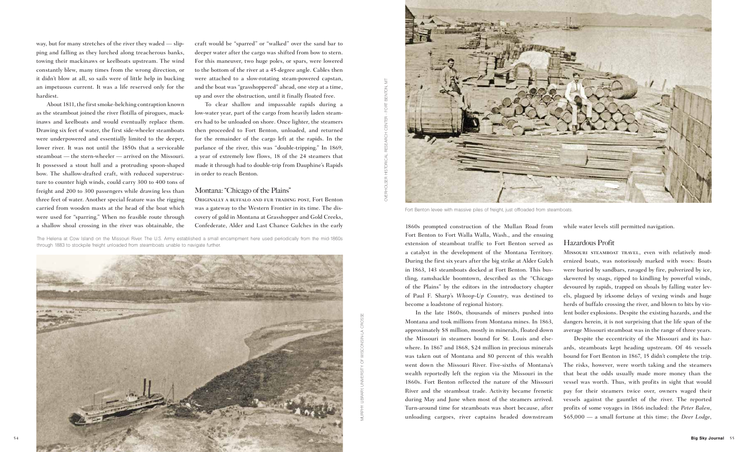way, but for many stretches of the river they waded — slipping and falling as they lurched along treacherous banks, towing their mackinaws or keelboats upstream. The wind constantly blew, many times from the wrong direction, or it didn't blow at all, so sails were of little help in bucking an impetuous current. It was a life reserved only for the hardiest.

About 1811, the first smoke-belching contraption known as the steamboat joined the river flotilla of pirogues, mackinaws and keelboats and would eventually replace them. Drawing six feet of water, the first side-wheeler steamboats were underpowered and essentially limited to the deeper, lower river. It was not until the 1850s that a serviceable steamboat — the stern-wheeler — arrived on the Missouri. It possessed a stout hull and a protruding spoon-shaped bow. The shallow-drafted craft, with reduced superstructure to counter high winds, could carry 300 to 400 tons of freight and 200 to 300 passengers while drawing less than three feet of water. Another special feature was the rigging carried from wooden masts at the head of the boat which were used for "sparring." When no feasible route through a shallow shoal crossing in the river was obtainable, the craft would be "sparred" or "walked" over the sand bar to deeper water after the cargo was shifted from bow to stern. For this maneuver, two huge poles, or spars, were lowered to the bottom of the river at a 45-degree angle. Cables then were attached to a slow-rotating steam-powered capstan, and the boat was "grasshoppered" ahead, one step at a time, up and over the obstruction, until it finally floated free.

To clear shallow and impassable rapids during a low-water year, part of the cargo from heavily laden steamers had to be unloaded on shore. Once lighter, the steamers then proceeded to Fort Benton, unloaded, and returned for the remainder of the cargo left at the rapids. In the parlance of the river, this was "double-tripping." In 1869, a year of extremely low flows, 18 of the 24 steamers that made it through had to double-trip from Dauphine's Rapids in order to reach Benton.

The Helena at Cow Island on the Missouri River. The U.S. Army established a small encampment here used periodically from the mid-1860s through 1883 to stockpile freight unloaded from steamboats unable to navigate further.

MURPHY LIBRARY, UNIVERSITY OF WISCONSIN-LA CROSSE

## Montana: "Chicago of the Plains"

Originally a buffalo and fur trading post, Fort Benton was a gateway to the Western Frontier in its time. The discovery of gold in Montana at Grasshopper and Gold Creeks, Confederate, Alder and Last Chance Gulches in the early 1860s prompted construction of the Mullan Road from Fort Benton to Fort Walla Walla, Wash., and the ensuing extension of steamboat traffic to Fort Benton served as a catalyst in the development of the Montana Territory. During the first six years after the big strike at Alder Gulch in 1863, 143 steamboats docked at Fort Benton. This bustling, ramshackle boomtown, described as the "Chicago of the Plains" by the editors in the introductory chapter of Paul F. Sharp's *Whoop-Up Country*, was destined to become a loadstone of regional history.

In the late 1860s, thousands of miners pushed into Montana and took millions from Montana mines. In 1863, approximately $8 million, mostly in minerals, floated down the Missouri in steamers bound for St. Louis and elsewhere. In 1867 and 1868, $24 million in precious minerals was taken out of Montana and 80 percent of this wealth went down the Missouri River. Five-sixths of Montana's wealth reportedly left the region via the Missouri in the 1860s. Fort Benton reflected the nature of the Missouri River and the steamboat trade. Activity became frenetic during May and June when most of the steamers arrived. Turn-around time for steamboats was short because, after unloading cargoes, river captains headed downstream while water levels still permitted navigation.

OVERHOLSER HISTORICAL RESEARCH CENTER - FORT BENTON, MT

Fort Benton levee with massive piles of freight, just offloaded from steamboats.

## Hazardous Profit

Missouri steamboat travel, even with relatively modernized boats, was notoriously marked with woes: Boats were buried by sandbars, ravaged by fire, pulverized by ice, skewered by snags, ripped to kindling by powerful winds, devoured by rapids, trapped on shoals by falling water levels, plagued by irksome delays of vexing winds and huge herds of buffalo crossing the river, and blown to bits by violent boiler explosions. Despite the existing hazards, and the dangers herein, it is not surprising that the life span of the average Missouri steamboat was in the range of three years.

Despite the eccentricity of the Missouri and its hazards, steamboats kept heading upstream. Of 46 vessels bound for Fort Benton in 1867, 15 didn't complete the trip. The risks, however, were worth taking and the steamers that beat the odds usually made more money than the vessel was worth. Thus, with profits in sight that would pay for their steamers twice over, owners waged their vessels against the gauntlet of the river. The reported profits of some voyages in 1866 included: the *Peter Balen*, $65,000 — a small fortune at this time; the *Deer Lodge*,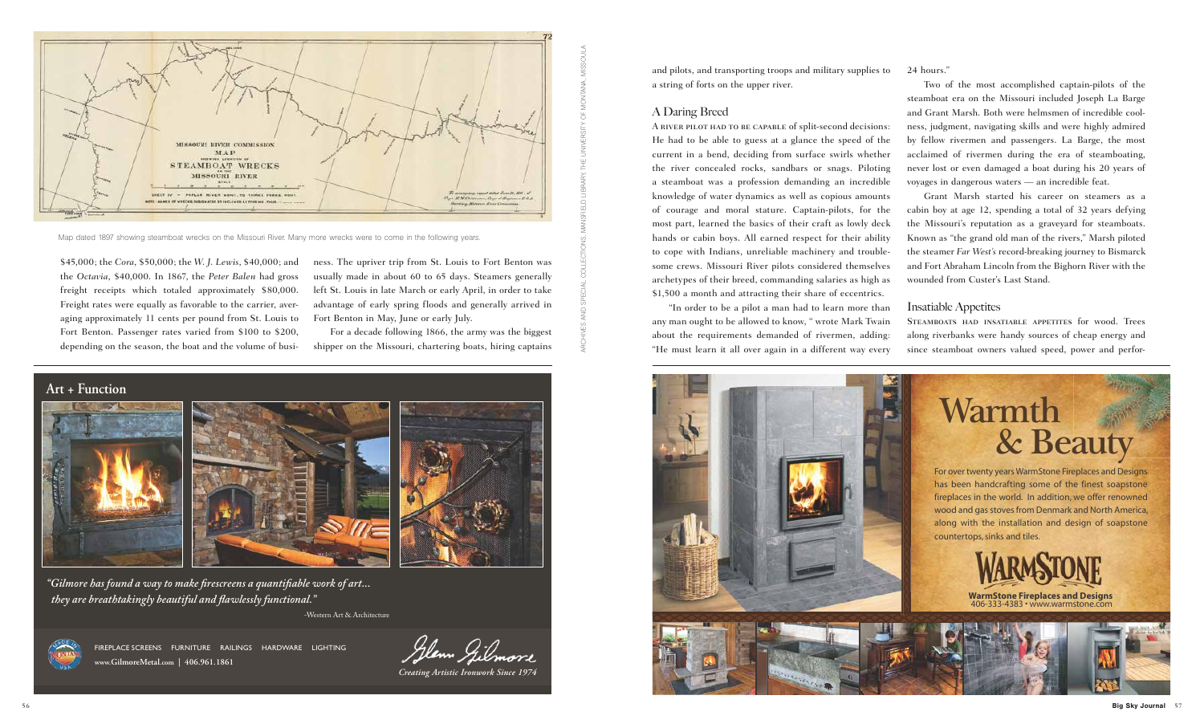Map dated 1897 showing steamboat wrecks on the Missouri River. Many more wrecks were to come in the following years.

ARCHIVES AND SPECIAL COLLECTIONS, MANSFIELD LIBRARY, THE UNIVERSITY OF MONTANA, MISSOULA

$45,000; the *Cora*, $50,000; the *W. J. Lewis*, $40,000; and the *Octavia*, $40,000. In 1867, the *Peter Balen* had gross freight receipts which totaled approximately $80,000. Freight rates were equally as favorable to the carrier, averaging approximately 11 cents per pound from St. Louis to Fort Benton. Passenger rates varied from $100 to $200, depending on the season, the boat and the volume of business. The upriver trip from St. Louis to Fort Benton was usually made in about 60 to 65 days. Steamers generally left St. Louis in late March or early April, in order to take advantage of early spring floods and generally arrived in Fort Benton in May, June or early July.

For a decade following 1866, the army was the biggest shipper on the Missouri, chartering boats, hiring captains and pilots, and transporting troops and military supplies to a string of forts on the upper river.

## A Daring Breed

A RIVER PILOT HAD TO BE CAPABLE of split-second decisions: He had to be able to guess at a glance the speed of the current in a bend, deciding from surface swirls whether the river concealed rocks, sandbars or snags. Piloting a steamboat was a profession demanding an incredible knowledge of water dynamics as well as copious amounts of courage and moral stature. Captain-pilots, for the most part, learned the basics of their craft as lowly deck hands or cabin boys. All earned respect for their ability to cope with Indians, unreliable machinery and troublesome crews. Missouri River pilots considered themselves archetypes of their breed, commanding salaries as high as $1,500 a month and attracting their share of eccentrics.

"In order to be a pilot a man had to learn more than any man ought to be allowed to know, " wrote Mark Twain about the requirements demanded of rivermen, adding: "He must learn it all over again in a different way every 24 hours."

Two of the most accomplished captain-pilots of the steamboat era on the Missouri included Joseph La Barge and Grant Marsh. Both were helmsmen of incredible coolness, judgment, navigating skills and were highly admired by fellow rivermen and passengers. La Barge, the most acclaimed of rivermen during the era of steamboating, never lost or even damaged a boat during his 20 years of voyages in dangerous waters — an incredible feat.

Grant Marsh started his career on steamers as a cabin boy at age 12, spending a total of 32 years defying the Missouri's reputation as a graveyard for steamboats. Known as "the grand old man of the rivers," Marsh piloted the steamer *Far West's* record-breaking journey to Bismarck and Fort Abraham Lincoln from the Bighorn River with the wounded from Custer's Last Stand.

## Insatiable Appetites

STEAMBOATS HAD INSATIABLE APPETITES for wood. Trees along riverbanks were handy sources of cheap energy and since steamboat owners valued speed, power and perfor-

**Art + Function**

*"Gilmore has found a way to make firescreens a quantifiable work of art... they are breathtakingly beautiful and flawlessly functional."*

-Western Art & Architecture

FIREPLACE SCREENS FURNITURE RAILINGS HARDWARE LIGHTING
www.GilmoreMetal.com | 406.961.1861

Glenn Gilmore
*Creating Artistic Ironwork Since 1974*

# Warmth & Beauty

For over twenty years WarmStone Fireplaces and Designs has been handcrafting some of the finest soapstone fireplaces in the world. In addition, we offer renowned wood and gas stoves from Denmark and North America, along with the installation and design of soapstone countertops, sinks and tiles.

WARMSTONE
**WarmStone Fireplaces and Designs**
406-333-4383 • www.warmstone.com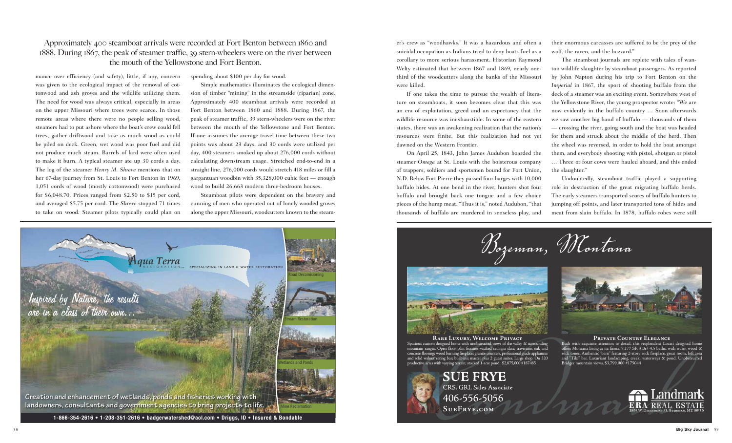Approximately 400 steamboat arrivals were recorded at Fort Benton between 1860 and 1888. During 1867, the peak of steamer traffic, 39 stern-wheelers were on the river between the mouth of the Yellowstone and Fort Benton.

mance over efficiency (and safety), little, if any, concern was given to the ecological impact of the removal of cottonwood and ash groves and the wildlife utilizing them. The need for wood was always critical, especially in areas on the upper Missouri where trees were scarce. In those remote areas where there were no people selling wood, steamers had to put ashore where the boat's crew could fell trees, gather driftwood and take as much wood as could be piled on deck. Green, wet wood was poor fuel and did not produce much steam. Barrels of lard were often used to make it burn. A typical steamer ate up 30 cords a day. The log of the steamer *Henry M. Shreve* mentions that on her 67-day journey from St. Louis to Fort Benton in 1969, 1,051 cords of wood (mostly cottonwood) were purchased for $6,048.70. Prices ranged from $2.50 to $15 per cord, and averaged $5.75 per cord. The *Shreve* stopped 71 times to take on wood. Steamer pilots typically could plan on spending about $100 per day for wood.

Simple mathematics illuminates the ecological dimension of timber "mining" in the streamside (riparian) zone. Approximately 400 steamboat arrivals were recorded at Fort Benton between 1860 and 1888. During 1867, the peak of steamer traffic, 39 stern-wheelers were on the river between the mouth of the Yellowstone and Fort Benton. If one assumes the average travel time between these two points was about 23 days, and 30 cords were utilized per day, 400 steamers smoked up about 276,000 cords without calculating downstream usage. Stretched end-to-end in a straight line, 276,000 cords would stretch 418 miles or fill a gargantuan woodbin with 35,328,000 cubic feet — enough wood to build 26,663 modern three-bedroom houses.

Steamboat pilots were dependent on the bravery and cunning of men who operated out of lonely wooded groves along the upper Missouri, woodcutters known to the steamer's crew as "woodhawks." It was a hazardous and often a suicidal occupation as Indians tried to deny boats fuel as a corollary to more serious harassment. Historian Raymond Welty estimated that between 1867 and 1869, nearly one-third of the woodcutters along the banks of the Missouri were killed.

If one takes the time to pursue the wealth of literature on steamboats, it soon becomes clear that this was an era of exploitation, greed and an expectancy that the wildlife resource was inexhaustible. In some of the eastern states, there was an awakening realization that the nation's resources were finite. But this realization had not yet dawned on the Western Frontier.

On April 25, 1843, John James Audubon boarded the steamer *Omega* at St. Louis with the boisterous company of trappers, soldiers and sportsmen bound for Fort Union, N.D. Below Fort Pierre they passed four barges with 10,000 buffalo hides. At one bend in the river, hunters shot four buffalo and brought back one tongue and a few choice pieces of the hump meat. "Thus it is," noted Audubon, "that thousands of buffalo are murdered in senseless play, and their enormous carcasses are suffered to be the prey of the wolf, the raven, and the buzzard."

The steamboat journals are replete with tales of wanton wildlife slaughter by steamboat passengers. As reported by John Napton during his trip to Fort Benton on the *Imperial* in 1867, the sport of shooting buffalo from the deck of a steamer was an exciting event. Somewhere west of the Yellowstone River, the young prospector wrote: "We are now evidently in the buffalo country … Soon afterwards we saw another big band of buffalo — thousands of them — crossing the river, going south and the boat was headed for them and struck about the middle of the herd. Then the wheel was reversed, in order to hold the boat amongst them, and everybody shooting with pistol, shotgun or pistol … Three or four cows were hauled aboard, and this ended the slaughter."

Undoubtedly, steamboat traffic played a supporting role in destruction of the great migrating buffalo herds. The early steamers transported scores of buffalo hunters to jumping off points, and later transported tons of hides and meat from slain buffalo. In 1878, buffalo robes were still

Aqua Terra Restoration — Specializing in Land & Water Restoration

Inspired by Nature, the results are in a class of their own…

Road Decomissioning

Stream Restoration

Wetlands and Ponds

Mine Reclamation

Creation and enhancement of wetlands, ponds and fisheries working with landowners, consultants and government agencies to bring projects to life.

1-866-354-2616 • 1-208-351-2616 • badgerwatershed@aol.com • Driggs, ID • Insured & Bondable

Bozeman, Montana

**Rare Luxury, Welcome Privacy**
Spacious custom designed home with unobstructed views of the valley & surrounding mountain ranges. Open floor plan features vaulted ceilings; slate, travertine, oak and concrete flooring; wood burning fireplace; granite counters, professional grade appliances and solid walnut eating bar; built-ins; master plus 2 guest suites. Large shop. On 320 productive acres with varying terrain; stocked 1-acre pond. $2,875,000 #187465

**Private Country Elegance**
Built with exquisite attention to detail, this resplendent Locati designed home offers Montana living at its finest. 7,177 SF, 3 Br/ 4.5 baths, with warm wood & rock tones. Authentic "barn" featuring 2-story rock fireplace, great room, loft area and "Tiki" bar. Luxuriant landscaping, creek, waterways & pond. Unobstructed Bridger mountain views. $3,799,000 #175044

SUE FRYE
CRS, GRI, Sales Associate
406-556-5056
SueFrye.com

Landmark ERA Real Estate
1805 W. Dickerson #1, Bozeman, MT 59715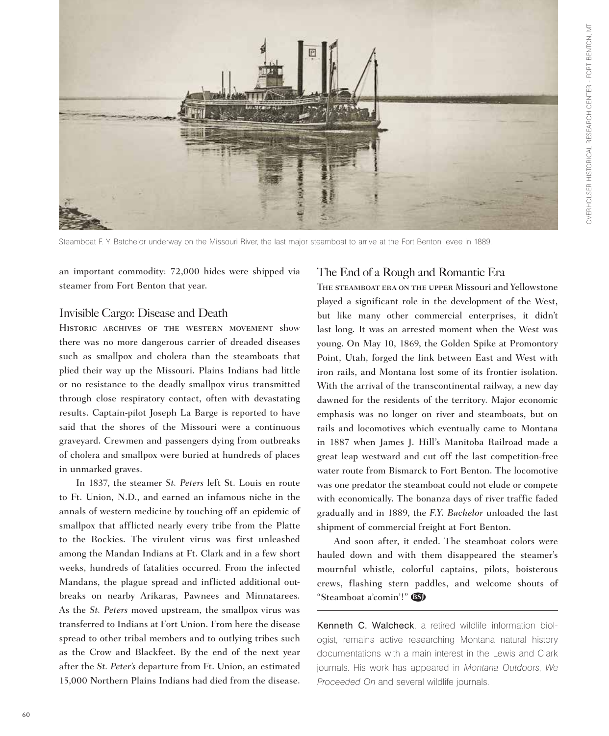Steamboat F. Y. Batchelor underway on the Missouri River, the last major steamboat to arrive at the Fort Benton levee in 1889.

an important commodity: 72,000 hides were shipped via steamer from Fort Benton that year.

## Invisible Cargo: Disease and Death

Historic archives of the western movement show there was no more dangerous carrier of dreaded diseases such as smallpox and cholera than the steamboats that plied their way up the Missouri. Plains Indians had little or no resistance to the deadly smallpox virus transmitted through close respiratory contact, often with devastating results. Captain-pilot Joseph La Barge is reported to have said that the shores of the Missouri were a continuous graveyard. Crewmen and passengers dying from outbreaks of cholera and smallpox were buried at hundreds of places in unmarked graves.

In 1837, the steamer *St. Peters* left St. Louis en route to Ft. Union, N.D., and earned an infamous niche in the annals of western medicine by touching off an epidemic of smallpox that afflicted nearly every tribe from the Platte to the Rockies. The virulent virus was first unleashed among the Mandan Indians at Ft. Clark and in a few short weeks, hundreds of fatalities occurred. From the infected Mandans, the plague spread and inflicted additional outbreaks on nearby Arikaras, Pawnees and Minnatarees. As the *St. Peters* moved upstream, the smallpox virus was transferred to Indians at Fort Union. From here the disease spread to other tribal members and to outlying tribes such as the Crow and Blackfeet. By the end of the next year after the *St. Peter's* departure from Ft. Union, an estimated 15,000 Northern Plains Indians had died from the disease.

## The End of a Rough and Romantic Era

The steamboat era on the upper Missouri and Yellowstone played a significant role in the development of the West, but like many other commercial enterprises, it didn't last long. It was an arrested moment when the West was young. On May 10, 1869, the Golden Spike at Promontory Point, Utah, forged the link between East and West with iron rails, and Montana lost some of its frontier isolation. With the arrival of the transcontinental railway, a new day dawned for the residents of the territory. Major economic emphasis was no longer on river and steamboats, but on rails and locomotives which eventually came to Montana in 1887 when James J. Hill's Manitoba Railroad made a great leap westward and cut off the last competition-free water route from Bismarck to Fort Benton. The locomotive was one predator the steamboat could not elude or compete with economically. The bonanza days of river traffic faded gradually and in 1889, the *F.Y. Bachelor* unloaded the last shipment of commercial freight at Fort Benton.

And soon after, it ended. The steamboat colors were hauled down and with them disappeared the steamer's mournful whistle, colorful captains, pilots, boisterous crews, flashing stern paddles, and welcome shouts of "Steamboat a'comin'!" BSJ

---

Kenneth C. Walcheck, a retired wildlife information biologist, remains active researching Montana natural history documentations with a main interest in the Lewis and Clark journals. His work has appeared in *Montana Outdoors*, *We Proceeded On* and several wildlife journals.